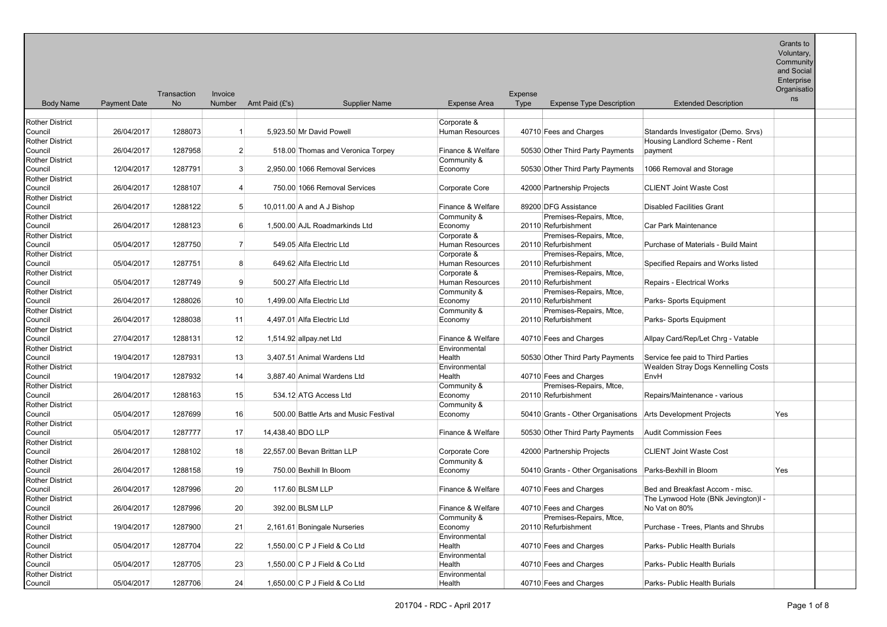| Body Name | Payment Date | Transaction No | Invoice Number | Amt Paid (£'s) | Supplier Name | Expense Area | Expense Type | Expense Type Description | Extended Description | Grants to Voluntary, Community and Social Enterprise Organisations |
|---|---|---|---|---|---|---|---|---|---|---|
| Rother District Council | 26/04/2017 | 1288073 | 1 | 5,923.50 | Mr David Powell | Corporate & Human Resources | 40710 | Fees and Charges | Standards Investigator (Demo. Srvs) | |
| Rother District Council | 26/04/2017 | 1287958 | 2 | 518.00 | Thomas and Veronica Torpey | Finance & Welfare | 50530 | Other Third Party Payments | Housing Landlord Scheme - Rent payment | |
| Rother District Council | 12/04/2017 | 1287791 | 3 | 2,950.00 | 1066 Removal Services | Community & Economy | 50530 | Other Third Party Payments | 1066 Removal and Storage | |
| Rother District Council | 26/04/2017 | 1288107 | 4 | 750.00 | 1066 Removal Services | Corporate Core | 42000 | Partnership Projects | CLIENT Joint Waste Cost | |
| Rother District Council | 26/04/2017 | 1288122 | 5 | 10,011.00 | A and A J Bishop | Finance & Welfare | 89200 | DFG Assistance | Disabled Facilities Grant | |
| Rother District Council | 26/04/2017 | 1288123 | 6 | 1,500.00 | AJL Roadmarkinds Ltd | Community & Economy | 20110 | Premises-Repairs, Mtce, Refurbishment | Car Park Maintenance | |
| Rother District Council | 05/04/2017 | 1287750 | 7 | 549.05 | Alfa Electric Ltd | Corporate & Human Resources | 20110 | Premises-Repairs, Mtce, Refurbishment | Purchase of Materials - Build Maint | |
| Rother District Council | 05/04/2017 | 1287751 | 8 | 649.62 | Alfa Electric Ltd | Corporate & Human Resources | 20110 | Premises-Repairs, Mtce, Refurbishment | Specified Repairs and Works listed | |
| Rother District Council | 05/04/2017 | 1287749 | 9 | 500.27 | Alfa Electric Ltd | Corporate & Human Resources | 20110 | Premises-Repairs, Mtce, Refurbishment | Repairs - Electrical Works | |
| Rother District Council | 26/04/2017 | 1288026 | 10 | 1,499.00 | Alfa Electric Ltd | Community & Economy | 20110 | Premises-Repairs, Mtce, Refurbishment | Parks- Sports Equipment | |
| Rother District Council | 26/04/2017 | 1288038 | 11 | 4,497.01 | Alfa Electric Ltd | Community & Economy | 20110 | Premises-Repairs, Mtce, Refurbishment | Parks- Sports Equipment | |
| Rother District Council | 27/04/2017 | 1288131 | 12 | 1,514.92 | allpay.net Ltd | Finance & Welfare | 40710 | Fees and Charges | Allpay Card/Rep/Let Chrg - Vatable | |
| Rother District Council | 19/04/2017 | 1287931 | 13 | 3,407.51 | Animal Wardens Ltd | Environmental Health | 50530 | Other Third Party Payments | Service fee paid to Third Parties | |
| Rother District Council | 19/04/2017 | 1287932 | 14 | 3,887.40 | Animal Wardens Ltd | Environmental Health | 40710 | Fees and Charges | Wealden Stray Dogs Kennelling Costs EnvH | |
| Rother District Council | 26/04/2017 | 1288163 | 15 | 534.12 | ATG Access Ltd | Community & Economy | 20110 | Premises-Repairs, Mtce, Refurbishment | Repairs/Maintenance - various | |
| Rother District Council | 05/04/2017 | 1287699 | 16 | 500.00 | Battle Arts and Music Festival | Community & Economy | 50410 | Grants - Other Organisations | Arts Development Projects | Yes |
| Rother District Council | 05/04/2017 | 1287777 | 17 | 14,438.40 | BDO LLP | Finance & Welfare | 50530 | Other Third Party Payments | Audit Commission Fees | |
| Rother District Council | 26/04/2017 | 1288102 | 18 | 22,557.00 | Bevan Brittan LLP | Corporate Core | 42000 | Partnership Projects | CLIENT Joint Waste Cost | |
| Rother District Council | 26/04/2017 | 1288158 | 19 | 750.00 | Bexhill In Bloom | Community & Economy | 50410 | Grants - Other Organisations | Parks-Bexhill in Bloom | Yes |
| Rother District Council | 26/04/2017 | 1287996 | 20 | 117.60 | BLSM LLP | Finance & Welfare | 40710 | Fees and Charges | Bed and Breakfast Accom - misc. | |
| Rother District Council | 26/04/2017 | 1287996 | 20 | 392.00 | BLSM LLP | Finance & Welfare | 40710 | Fees and Charges | The Lynwood Hote (BNk Jevington)l - No Vat on 80% | |
| Rother District Council | 19/04/2017 | 1287900 | 21 | 2,161.61 | Boningale Nurseries | Community & Economy | 20110 | Premises-Repairs, Mtce, Refurbishment | Purchase - Trees, Plants and Shrubs | |
| Rother District Council | 05/04/2017 | 1287704 | 22 | 1,550.00 | C P J Field & Co Ltd | Environmental Health | 40710 | Fees and Charges | Parks- Public Health Burials | |
| Rother District Council | 05/04/2017 | 1287705 | 23 | 1,550.00 | C P J Field & Co Ltd | Environmental Health | 40710 | Fees and Charges | Parks- Public Health Burials | |
| Rother District Council | 05/04/2017 | 1287706 | 24 | 1,650.00 | C P J Field & Co Ltd | Environmental Health | 40710 | Fees and Charges | Parks- Public Health Burials | |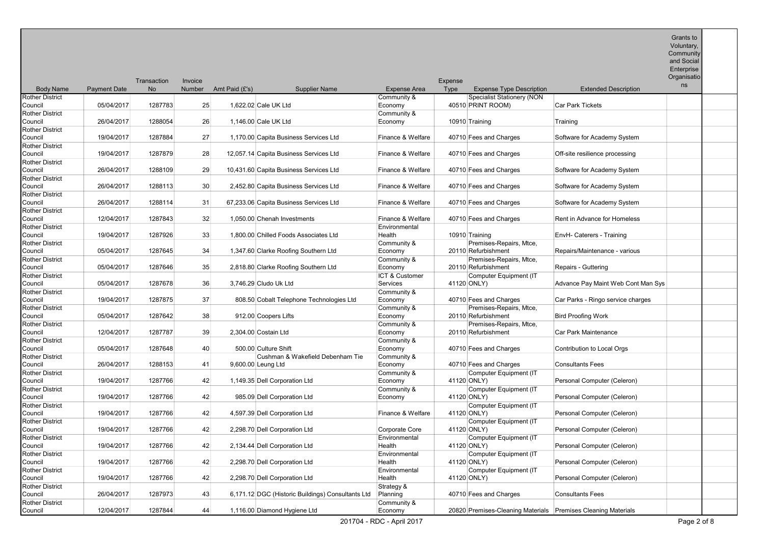| Body Name | Payment Date | Transaction No | Invoice Number | Amt Paid (£'s) | Supplier Name | Expense Area | Expense Type | Expense Type Description | Extended Description | Grants to Voluntary, Community and Social Enterprise Organisations |
|---|---|---|---|---|---|---|---|---|---|---|
| Rother District Council | 05/04/2017 | 1287783 | 25 | 1,622.02 | Cale UK Ltd | Community & Economy | 40510 | Specialist Stationery (NON PRINT ROOM) | Car Park Tickets | |
| Rother District Council | 26/04/2017 | 1288054 | 26 | 1,146.00 | Cale UK Ltd | Community & Economy | 10910 | Training | Training | |
| Rother District Council | 19/04/2017 | 1287884 | 27 | 1,170.00 | Capita Business Services Ltd | Finance & Welfare | 40710 | Fees and Charges | Software for Academy System | |
| Rother District Council | 19/04/2017 | 1287879 | 28 | 12,057.14 | Capita Business Services Ltd | Finance & Welfare | 40710 | Fees and Charges | Off-site resilience processing | |
| Rother District Council | 26/04/2017 | 1288109 | 29 | 10,431.60 | Capita Business Services Ltd | Finance & Welfare | 40710 | Fees and Charges | Software for Academy System | |
| Rother District Council | 26/04/2017 | 1288113 | 30 | 2,452.80 | Capita Business Services Ltd | Finance & Welfare | 40710 | Fees and Charges | Software for Academy System | |
| Rother District Council | 26/04/2017 | 1288114 | 31 | 67,233.06 | Capita Business Services Ltd | Finance & Welfare | 40710 | Fees and Charges | Software for Academy System | |
| Rother District Council | 12/04/2017 | 1287843 | 32 | 1,050.00 | Chenah Investments | Finance & Welfare | 40710 | Fees and Charges | Rent in Advance for Homeless | |
| Rother District Council | 19/04/2017 | 1287926 | 33 | 1,800.00 | Chilled Foods Associates Ltd | Environmental Health | 10910 | Training | EnvH- Caterers - Training | |
| Rother District Council | 05/04/2017 | 1287645 | 34 | 1,347.60 | Clarke Roofing Southern Ltd | Community & Economy | 20110 | Premises-Repairs, Mtce, Refurbishment | Repairs/Maintenance - various | |
| Rother District Council | 05/04/2017 | 1287646 | 35 | 2,818.80 | Clarke Roofing Southern Ltd | Community & Economy | 20110 | Premises-Repairs, Mtce, Refurbishment | Repairs - Guttering | |
| Rother District Council | 05/04/2017 | 1287678 | 36 | 3,746.29 | Cludo Uk Ltd | ICT & Customer Services | 41120 | Computer Equipment (IT ONLY) | Advance Pay Maint Web Cont Man Sys | |
| Rother District Council | 19/04/2017 | 1287875 | 37 | 808.50 | Cobalt Telephone Technologies Ltd | Community & Economy | 40710 | Fees and Charges | Car Parks - Ringo service charges | |
| Rother District Council | 05/04/2017 | 1287642 | 38 | 912.00 | Coopers Lifts | Community & Economy | 20110 | Premises-Repairs, Mtce, Refurbishment | Bird Proofing Work | |
| Rother District Council | 12/04/2017 | 1287787 | 39 | 2,304.00 | Costain Ltd | Community & Economy | 20110 | Premises-Repairs, Mtce, Refurbishment | Car Park Maintenance | |
| Rother District Council | 05/04/2017 | 1287648 | 40 | 500.00 | Culture Shift | Community & Economy | 40710 | Fees and Charges | Contribution to Local Orgs | |
| Rother District Council | 26/04/2017 | 1288153 | 41 | 9,600.00 | Cushman & Wakefield Debenham Tie Leung Ltd | Community & Economy | 40710 | Fees and Charges | Consultants Fees | |
| Rother District Council | 19/04/2017 | 1287766 | 42 | 1,149.35 | Dell Corporation Ltd | Community & Economy | 41120 | Computer Equipment (IT ONLY) | Personal Computer (Celeron) | |
| Rother District Council | 19/04/2017 | 1287766 | 42 | 985.09 | Dell Corporation Ltd | Community & Economy | 41120 | Computer Equipment (IT ONLY) | Personal Computer (Celeron) | |
| Rother District Council | 19/04/2017 | 1287766 | 42 | 4,597.39 | Dell Corporation Ltd | Finance & Welfare | 41120 | Computer Equipment (IT ONLY) | Personal Computer (Celeron) | |
| Rother District Council | 19/04/2017 | 1287766 | 42 | 2,298.70 | Dell Corporation Ltd | Corporate Core | 41120 | Computer Equipment (IT ONLY) | Personal Computer (Celeron) | |
| Rother District Council | 19/04/2017 | 1287766 | 42 | 2,134.44 | Dell Corporation Ltd | Environmental Health | 41120 | Computer Equipment (IT ONLY) | Personal Computer (Celeron) | |
| Rother District Council | 19/04/2017 | 1287766 | 42 | 2,298.70 | Dell Corporation Ltd | Environmental Health | 41120 | Computer Equipment (IT ONLY) | Personal Computer (Celeron) | |
| Rother District Council | 19/04/2017 | 1287766 | 42 | 2,298.70 | Dell Corporation Ltd | Environmental Health | 41120 | Computer Equipment (IT ONLY) | Personal Computer (Celeron) | |
| Rother District Council | 26/04/2017 | 1287973 | 43 | 6,171.12 | DGC (Historic Buildings) Consultants Ltd | Strategy & Planning | 40710 | Fees and Charges | Consultants Fees | |
| Rother District Council | 12/04/2017 | 1287844 | 44 | 1,116.00 | Diamond Hygiene Ltd | Community & Economy | 20820 | Premises-Cleaning Materials | Premises Cleaning Materials | |

201704 - RDC - April 2017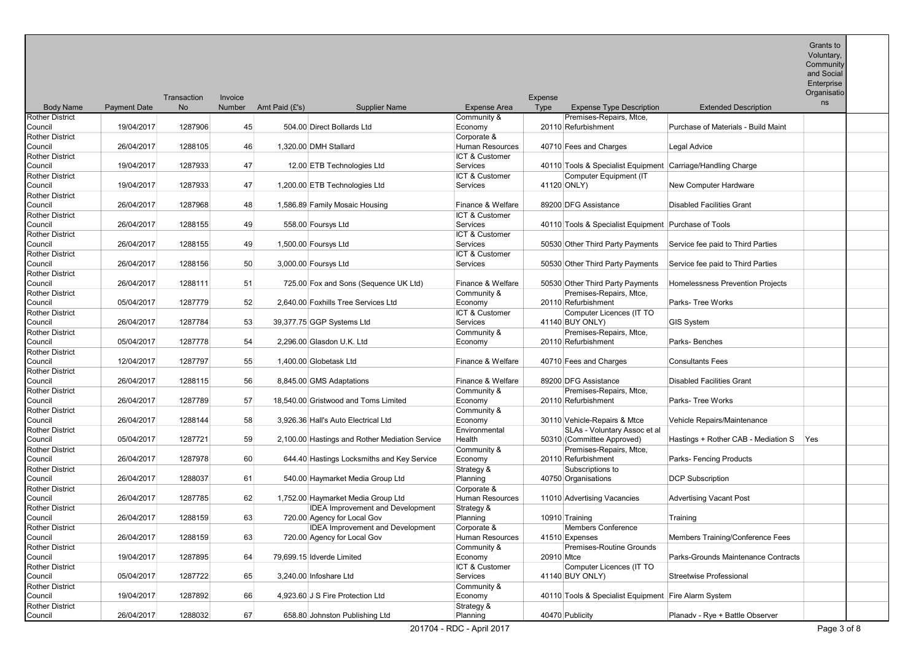| Body Name | Payment Date | Transaction No | Invoice Number | Amt Paid (£'s) | Supplier Name | Expense Area | Expense Type | Expense Type Description | Extended Description | Grants to Voluntary, Community and Social Enterprise Organisations |
|---|---|---|---|---|---|---|---|---|---|---|
| Rother District Council | 19/04/2017 | 1287906 | 45 | 504.00 | Direct Bollards Ltd | Community & Economy | 20110 | Premises-Repairs, Mtce, Refurbishment | Purchase of Materials - Build Maint | |
| Rother District Council | 26/04/2017 | 1288105 | 46 | 1,320.00 | DMH Stallard | Corporate & Human Resources | 40710 | Fees and Charges | Legal Advice | |
| Rother District Council | 19/04/2017 | 1287933 | 47 | 12.00 | ETB Technologies Ltd | ICT & Customer Services | 40110 | Tools & Specialist Equipment | Carriage/Handling Charge | |
| Rother District Council | 19/04/2017 | 1287933 | 47 | 1,200.00 | ETB Technologies Ltd | ICT & Customer Services | 41120 | Computer Equipment (IT ONLY) | New Computer Hardware | |
| Rother District Council | 26/04/2017 | 1287968 | 48 | 1,586.89 | Family Mosaic Housing | Finance & Welfare | 89200 | DFG Assistance | Disabled Facilities Grant | |
| Rother District Council | 26/04/2017 | 1288155 | 49 | 558.00 | Foursys Ltd | ICT & Customer Services | 40110 | Tools & Specialist Equipment | Purchase of Tools | |
| Rother District Council | 26/04/2017 | 1288155 | 49 | 1,500.00 | Foursys Ltd | ICT & Customer Services | 50530 | Other Third Party Payments | Service fee paid to Third Parties | |
| Rother District Council | 26/04/2017 | 1288156 | 50 | 3,000.00 | Foursys Ltd | ICT & Customer Services | 50530 | Other Third Party Payments | Service fee paid to Third Parties | |
| Rother District Council | 26/04/2017 | 1288111 | 51 | 725.00 | Fox and Sons (Sequence UK Ltd) | Finance & Welfare | 50530 | Other Third Party Payments | Homelessness Prevention Projects | |
| Rother District Council | 05/04/2017 | 1287779 | 52 | 2,640.00 | Foxhills Tree Services Ltd | Community & Economy | 20110 | Premises-Repairs, Mtce, Refurbishment | Parks- Tree Works | |
| Rother District Council | 26/04/2017 | 1287784 | 53 | 39,377.75 | GGP Systems Ltd | ICT & Customer Services | 41140 | Computer Licences (IT TO BUY ONLY) | GIS System | |
| Rother District Council | 05/04/2017 | 1287778 | 54 | 2,296.00 | Glasdon U.K. Ltd | Community & Economy | 20110 | Premises-Repairs, Mtce, Refurbishment | Parks- Benches | |
| Rother District Council | 12/04/2017 | 1287797 | 55 | 1,400.00 | Globetask Ltd | Finance & Welfare | 40710 | Fees and Charges | Consultants Fees | |
| Rother District Council | 26/04/2017 | 1288115 | 56 | 8,845.00 | GMS Adaptations | Finance & Welfare | 89200 | DFG Assistance | Disabled Facilities Grant | |
| Rother District Council | 26/04/2017 | 1287789 | 57 | 18,540.00 | Gristwood and Toms Limited | Community & Economy | 20110 | Premises-Repairs, Mtce, Refurbishment | Parks- Tree Works | |
| Rother District Council | 26/04/2017 | 1288144 | 58 | 3,926.36 | Hall's Auto Electrical Ltd | Community & Economy | 30110 | Vehicle-Repairs & Mtce | Vehicle Repairs/Maintenance | |
| Rother District Council | 05/04/2017 | 1287721 | 59 | 2,100.00 | Hastings and Rother Mediation Service | Environmental Health | 50310 | SLAs - Voluntary Assoc et al (Committee Approved) | Hastings + Rother CAB - Mediation S | Yes |
| Rother District Council | 26/04/2017 | 1287978 | 60 | 644.40 | Hastings Locksmiths and Key Service | Community & Economy | 20110 | Premises-Repairs, Mtce, Refurbishment | Parks- Fencing Products | |
| Rother District Council | 26/04/2017 | 1288037 | 61 | 540.00 | Haymarket Media Group Ltd | Strategy & Planning | 40750 | Subscriptions to Organisations | DCP Subscription | |
| Rother District Council | 26/04/2017 | 1287785 | 62 | 1,752.00 | Haymarket Media Group Ltd | Corporate & Human Resources | 11010 | Advertising Vacancies | Advertising Vacant Post | |
| Rother District Council | 26/04/2017 | 1288159 | 63 | 720.00 | IDEA Improvement and Development Agency for Local Gov | Strategy & Planning | 10910 | Training | Training | |
| Rother District Council | 26/04/2017 | 1288159 | 63 | 720.00 | IDEA Improvement and Development Agency for Local Gov | Corporate & Human Resources | 41510 | Members Conference Expenses | Members Training/Conference Fees | |
| Rother District Council | 19/04/2017 | 1287895 | 64 | 79,699.15 | Idverde Limited | Community & Economy | 20910 | Premises-Routine Grounds Mtce | Parks-Grounds Maintenance Contracts | |
| Rother District Council | 05/04/2017 | 1287722 | 65 | 3,240.00 | Infoshare Ltd | ICT & Customer Services | 41140 | Computer Licences (IT TO BUY ONLY) | Streetwise Professional | |
| Rother District Council | 19/04/2017 | 1287892 | 66 | 4,923.60 | J S Fire Protection Ltd | Community & Economy | 40110 | Tools & Specialist Equipment | Fire Alarm System | |
| Rother District Council | 26/04/2017 | 1288032 | 67 | 658.80 | Johnston Publishing Ltd | Strategy & Planning | 40470 | Publicity | Planadv - Rye + Battle Observer | |

201704 - RDC - April 2017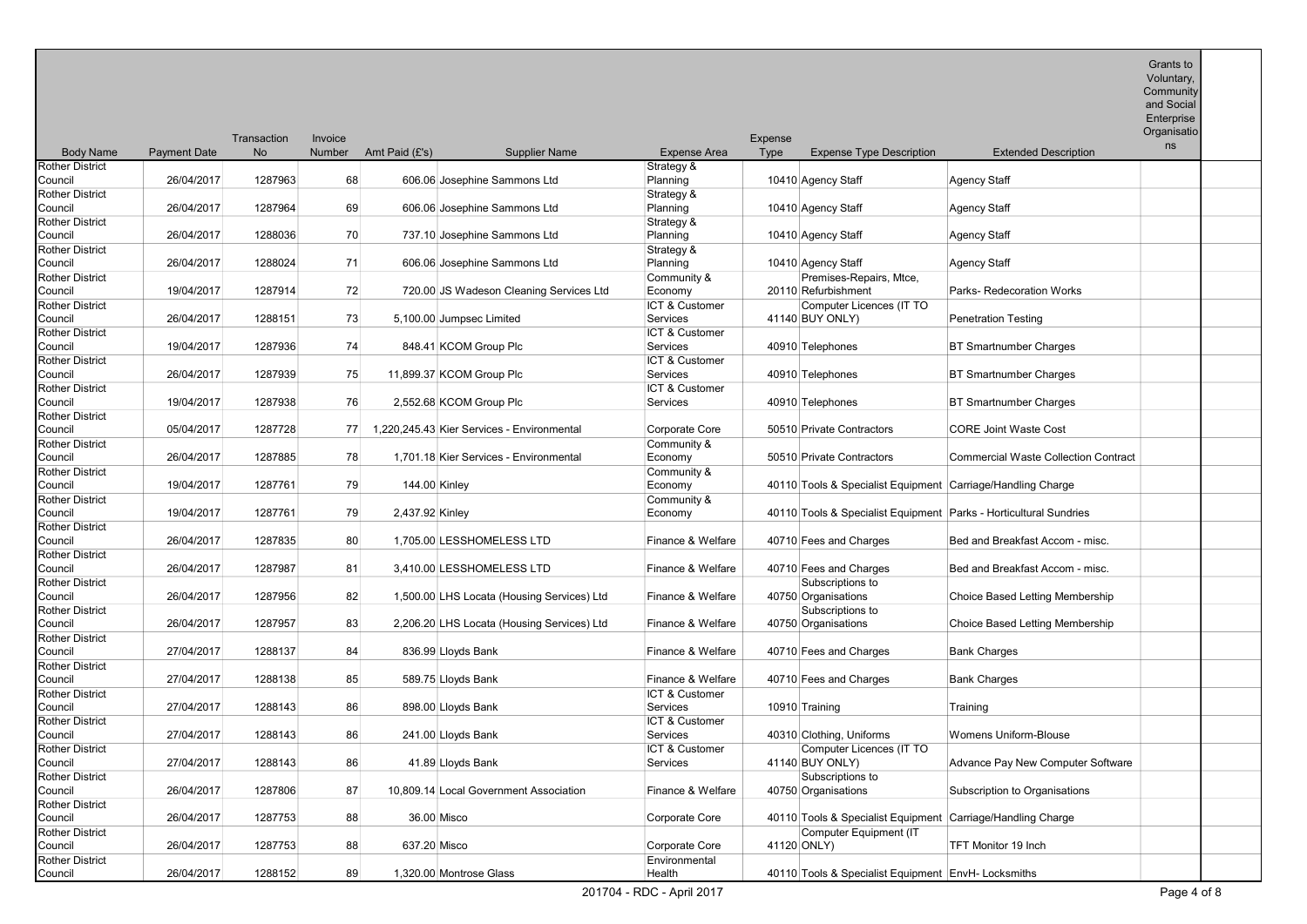| Body Name | Payment Date | Transaction No | Invoice Number | Amt Paid (£'s) | Supplier Name | Expense Area | Expense Type | Expense Type Description | Extended Description | Grants to Voluntary, Community and Social Enterprise Organisations |
|---|---|---|---|---|---|---|---|---|---|---|
| Rother District Council | 26/04/2017 | 1287963 | 68 | 606.06 | Josephine Sammons Ltd | Strategy & Planning | 10410 | Agency Staff | Agency Staff | |
| Rother District Council | 26/04/2017 | 1287964 | 69 | 606.06 | Josephine Sammons Ltd | Strategy & Planning | 10410 | Agency Staff | Agency Staff | |
| Rother District Council | 26/04/2017 | 1288036 | 70 | 737.10 | Josephine Sammons Ltd | Strategy & Planning | 10410 | Agency Staff | Agency Staff | |
| Rother District Council | 26/04/2017 | 1288024 | 71 | 606.06 | Josephine Sammons Ltd | Strategy & Planning | 10410 | Agency Staff | Agency Staff | |
| Rother District Council | 19/04/2017 | 1287914 | 72 | 720.00 | JS Wadeson Cleaning Services Ltd | Community & Economy | 20110 | Premises-Repairs, Mtce, Refurbishment | Parks- Redecoration Works | |
| Rother District Council | 26/04/2017 | 1288151 | 73 | 5,100.00 | Jumpsec Limited | ICT & Customer Services | 41140 | Computer Licences (IT TO BUY ONLY) | Penetration Testing | |
| Rother District Council | 19/04/2017 | 1287936 | 74 | 848.41 | KCOM Group Plc | ICT & Customer Services | 40910 | Telephones | BT Smartnumber Charges | |
| Rother District Council | 26/04/2017 | 1287939 | 75 | 11,899.37 | KCOM Group Plc | ICT & Customer Services | 40910 | Telephones | BT Smartnumber Charges | |
| Rother District Council | 19/04/2017 | 1287938 | 76 | 2,552.68 | KCOM Group Plc | ICT & Customer Services | 40910 | Telephones | BT Smartnumber Charges | |
| Rother District Council | 05/04/2017 | 1287728 | 77 | 1,220,245.43 | Kier Services - Environmental | Corporate Core | 50510 | Private Contractors | CORE Joint Waste Cost | |
| Rother District Council | 26/04/2017 | 1287885 | 78 | 1,701.18 | Kier Services - Environmental | Community & Economy | 50510 | Private Contractors | Commercial Waste Collection Contract | |
| Rother District Council | 19/04/2017 | 1287761 | 79 | 144.00 | Kinley | Community & Economy | 40110 | Tools & Specialist Equipment | Carriage/Handling Charge | |
| Rother District Council | 19/04/2017 | 1287761 | 79 | 2,437.92 | Kinley | Community & Economy | 40110 | Tools & Specialist Equipment | Parks - Horticultural Sundries | |
| Rother District Council | 26/04/2017 | 1287835 | 80 | 1,705.00 | LESSHOMELESS LTD | Finance & Welfare | 40710 | Fees and Charges | Bed and Breakfast Accom - misc. | |
| Rother District Council | 26/04/2017 | 1287987 | 81 | 3,410.00 | LESSHOMELESS LTD | Finance & Welfare | 40710 | Fees and Charges | Bed and Breakfast Accom - misc. | |
| Rother District Council | 26/04/2017 | 1287956 | 82 | 1,500.00 | LHS Locata (Housing Services) Ltd | Finance & Welfare | 40750 | Subscriptions to Organisations | Choice Based Letting Membership | |
| Rother District Council | 26/04/2017 | 1287957 | 83 | 2,206.20 | LHS Locata (Housing Services) Ltd | Finance & Welfare | 40750 | Subscriptions to Organisations | Choice Based Letting Membership | |
| Rother District Council | 27/04/2017 | 1288137 | 84 | 836.99 | Lloyds Bank | Finance & Welfare | 40710 | Fees and Charges | Bank Charges | |
| Rother District Council | 27/04/2017 | 1288138 | 85 | 589.75 | Lloyds Bank | Finance & Welfare | 40710 | Fees and Charges | Bank Charges | |
| Rother District Council | 27/04/2017 | 1288143 | 86 | 898.00 | Lloyds Bank | ICT & Customer Services | 10910 | Training | Training | |
| Rother District Council | 27/04/2017 | 1288143 | 86 | 241.00 | Lloyds Bank | ICT & Customer Services | 40310 | Clothing, Uniforms | Womens Uniform-Blouse | |
| Rother District Council | 27/04/2017 | 1288143 | 86 | 41.89 | Lloyds Bank | ICT & Customer Services | 41140 | Computer Licences (IT TO BUY ONLY) | Advance Pay New Computer Software | |
| Rother District Council | 26/04/2017 | 1287806 | 87 | 10,809.14 | Local Government Association | Finance & Welfare | 40750 | Subscriptions to Organisations | Subscription to Organisations | |
| Rother District Council | 26/04/2017 | 1287753 | 88 | 36.00 | Misco | Corporate Core | 40110 | Tools & Specialist Equipment | Carriage/Handling Charge | |
| Rother District Council | 26/04/2017 | 1287753 | 88 | 637.20 | Misco | Corporate Core | 41120 | Computer Equipment (IT ONLY) | TFT Monitor 19 Inch | |
| Rother District Council | 26/04/2017 | 1288152 | 89 | 1,320.00 | Montrose Glass | Environmental Health | 40110 | Tools & Specialist Equipment | EnvH- Locksmiths | |

201704 - RDC - April 2017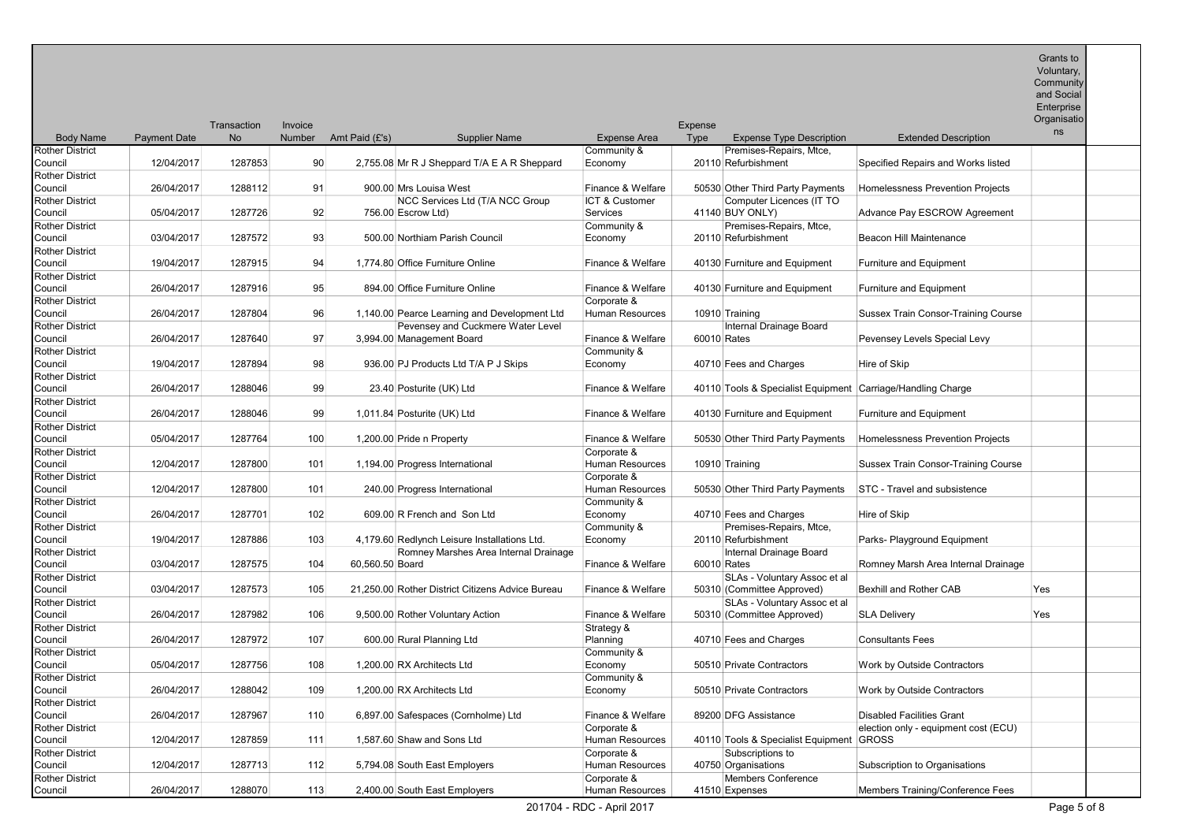| Body Name | Payment Date | Transaction No | Invoice Number | Amt Paid (£'s) | Supplier Name | Expense Area | Expense Type | Expense Type Description | Extended Description | Grants to Voluntary, Community and Social Enterprise Organisations |
|---|---|---|---|---|---|---|---|---|---|---|
| Rother District Council | 12/04/2017 | 1287853 | 90 | 2,755.08 | Mr R J Sheppard T/A E A R Sheppard | Community & Economy | 20110 | Premises-Repairs, Mtce, Refurbishment | Specified Repairs and Works listed | |
| Rother District Council | 26/04/2017 | 1288112 | 91 | 900.00 | Mrs Louisa West | Finance & Welfare | 50530 | Other Third Party Payments | Homelessness Prevention Projects | |
| Rother District Council | 05/04/2017 | 1287726 | 92 | 756.00 | NCC Services Ltd (T/A NCC Group Escrow Ltd) | ICT & Customer Services | 41140 | Computer Licences (IT TO BUY ONLY) | Advance Pay ESCROW Agreement | |
| Rother District Council | 03/04/2017 | 1287572 | 93 | 500.00 | Northiam Parish Council | Community & Economy | 20110 | Premises-Repairs, Mtce, Refurbishment | Beacon Hill Maintenance | |
| Rother District Council | 19/04/2017 | 1287915 | 94 | 1,774.80 | Office Furniture Online | Finance & Welfare | 40130 | Furniture and Equipment | Furniture and Equipment | |
| Rother District Council | 26/04/2017 | 1287916 | 95 | 894.00 | Office Furniture Online | Finance & Welfare | 40130 | Furniture and Equipment | Furniture and Equipment | |
| Rother District Council | 26/04/2017 | 1287804 | 96 | 1,140.00 | Pearce Learning and Development Ltd | Corporate & Human Resources | 10910 | Training | Sussex Train Consor-Training Course | |
| Rother District Council | 26/04/2017 | 1287640 | 97 | 3,994.00 | Pevensey and Cuckmere Water Level Management Board | Finance & Welfare | 60010 | Internal Drainage Board Rates | Pevensey Levels Special Levy | |
| Rother District Council | 19/04/2017 | 1287894 | 98 | 936.00 | PJ Products Ltd T/A P J Skips | Community & Economy | 40710 | Fees and Charges | Hire of Skip | |
| Rother District Council | 26/04/2017 | 1288046 | 99 | 23.40 | Posturite (UK) Ltd | Finance & Welfare | 40110 | Tools & Specialist Equipment | Carriage/Handling Charge | |
| Rother District Council | 26/04/2017 | 1288046 | 99 | 1,011.84 | Posturite (UK) Ltd | Finance & Welfare | 40130 | Furniture and Equipment | Furniture and Equipment | |
| Rother District Council | 05/04/2017 | 1287764 | 100 | 1,200.00 | Pride n Property | Finance & Welfare | 50530 | Other Third Party Payments | Homelessness Prevention Projects | |
| Rother District Council | 12/04/2017 | 1287800 | 101 | 1,194.00 | Progress International | Corporate & Human Resources | 10910 | Training | Sussex Train Consor-Training Course | |
| Rother District Council | 12/04/2017 | 1287800 | 101 | 240.00 | Progress International | Corporate & Human Resources | 50530 | Other Third Party Payments | STC - Travel and subsistence | |
| Rother District Council | 26/04/2017 | 1287701 | 102 | 609.00 | R French and Son Ltd | Community & Economy | 40710 | Fees and Charges | Hire of Skip | |
| Rother District Council | 19/04/2017 | 1287886 | 103 | 4,179.60 | Redlynch Leisure Installations Ltd. | Community & Economy | 20110 | Premises-Repairs, Mtce, Refurbishment | Parks- Playground Equipment | |
| Rother District Council | 03/04/2017 | 1287575 | 104 | 60,560.50 | Romney Marshes Area Internal Drainage Board | Finance & Welfare | 60010 | Internal Drainage Board Rates | Romney Marsh Area Internal Drainage | |
| Rother District Council | 03/04/2017 | 1287573 | 105 | 21,250.00 | Rother District Citizens Advice Bureau | Finance & Welfare | 50310 | SLAs - Voluntary Assoc et al (Committee Approved) | Bexhill and Rother CAB | Yes |
| Rother District Council | 26/04/2017 | 1287982 | 106 | 9,500.00 | Rother Voluntary Action | Finance & Welfare | 50310 | SLAs - Voluntary Assoc et al (Committee Approved) | SLA Delivery | Yes |
| Rother District Council | 26/04/2017 | 1287972 | 107 | 600.00 | Rural Planning Ltd | Strategy & Planning | 40710 | Fees and Charges | Consultants Fees | |
| Rother District Council | 05/04/2017 | 1287756 | 108 | 1,200.00 | RX Architects Ltd | Community & Economy | 50510 | Private Contractors | Work by Outside Contractors | |
| Rother District Council | 26/04/2017 | 1288042 | 109 | 1,200.00 | RX Architects Ltd | Community & Economy | 50510 | Private Contractors | Work by Outside Contractors | |
| Rother District Council | 26/04/2017 | 1287967 | 110 | 6,897.00 | Safespaces (Cornholme) Ltd | Finance & Welfare | 89200 | DFG Assistance | Disabled Facilities Grant | |
| Rother District Council | 12/04/2017 | 1287859 | 111 | 1,587.60 | Shaw and Sons Ltd | Corporate & Human Resources | 40110 | Tools & Specialist Equipment | election only - equipment cost (ECU) GROSS | |
| Rother District Council | 12/04/2017 | 1287713 | 112 | 5,794.08 | South East Employers | Corporate & Human Resources | 40750 | Subscriptions to Organisations | Subscription to Organisations | |
| Rother District Council | 26/04/2017 | 1288070 | 113 | 2,400.00 | South East Employers | Corporate & Human Resources | 41510 | Members Conference Expenses | Members Training/Conference Fees | |

201704 - RDC - April 2017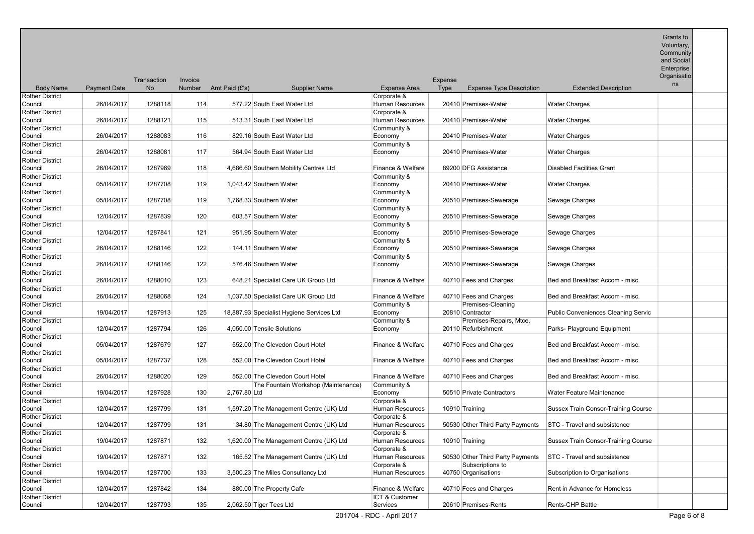| Body Name | Payment Date | Transaction No | Invoice Number | Amt Paid (£'s) | Supplier Name | Expense Area | Expense Type | Expense Type Description | Extended Description | Grants to Voluntary, Community and Social Enterprise Organisations |
|---|---|---|---|---|---|---|---|---|---|---|
| Rother District Council | 26/04/2017 | 1288118 | 114 | 577.22 | South East Water Ltd | Corporate & Human Resources | 20410 | Premises-Water | Water Charges | |
| Rother District Council | 26/04/2017 | 1288121 | 115 | 513.31 | South East Water Ltd | Corporate & Human Resources | 20410 | Premises-Water | Water Charges | |
| Rother District Council | 26/04/2017 | 1288083 | 116 | 829.16 | South East Water Ltd | Community & Economy | 20410 | Premises-Water | Water Charges | |
| Rother District Council | 26/04/2017 | 1288081 | 117 | 564.94 | South East Water Ltd | Community & Economy | 20410 | Premises-Water | Water Charges | |
| Rother District Council | 26/04/2017 | 1287969 | 118 | 4,686.60 | Southern Mobility Centres Ltd | Finance & Welfare | 89200 | DFG Assistance | Disabled Facilities Grant | |
| Rother District Council | 05/04/2017 | 1287708 | 119 | 1,043.42 | Southern Water | Community & Economy | 20410 | Premises-Water | Water Charges | |
| Rother District Council | 05/04/2017 | 1287708 | 119 | 1,768.33 | Southern Water | Community & Economy | 20510 | Premises-Sewerage | Sewage Charges | |
| Rother District Council | 12/04/2017 | 1287839 | 120 | 603.57 | Southern Water | Community & Economy | 20510 | Premises-Sewerage | Sewage Charges | |
| Rother District Council | 12/04/2017 | 1287841 | 121 | 951.95 | Southern Water | Community & Economy | 20510 | Premises-Sewerage | Sewage Charges | |
| Rother District Council | 26/04/2017 | 1288146 | 122 | 144.11 | Southern Water | Community & Economy | 20510 | Premises-Sewerage | Sewage Charges | |
| Rother District Council | 26/04/2017 | 1288146 | 122 | 576.46 | Southern Water | Community & Economy | 20510 | Premises-Sewerage | Sewage Charges | |
| Rother District Council | 26/04/2017 | 1288010 | 123 | 648.21 | Specialist Care UK Group Ltd | Finance & Welfare | 40710 | Fees and Charges | Bed and Breakfast Accom - misc. | |
| Rother District Council | 26/04/2017 | 1288068 | 124 | 1,037.50 | Specialist Care UK Group Ltd | Finance & Welfare | 40710 | Fees and Charges | Bed and Breakfast Accom - misc. | |
| Rother District Council | 19/04/2017 | 1287913 | 125 | 18,887.93 | Specialist Hygiene Services Ltd | Community & Economy | 20810 | Premises-Cleaning Contractor | Public Conveniences Cleaning Servic | |
| Rother District Council | 12/04/2017 | 1287794 | 126 | 4,050.00 | Tensile Solutions | Community & Economy | 20110 | Premises-Repairs, Mtce, Refurbishment | Parks- Playground Equipment | |
| Rother District Council | 05/04/2017 | 1287679 | 127 | 552.00 | The Clevedon Court Hotel | Finance & Welfare | 40710 | Fees and Charges | Bed and Breakfast Accom - misc. | |
| Rother District Council | 05/04/2017 | 1287737 | 128 | 552.00 | The Clevedon Court Hotel | Finance & Welfare | 40710 | Fees and Charges | Bed and Breakfast Accom - misc. | |
| Rother District Council | 26/04/2017 | 1288020 | 129 | 552.00 | The Clevedon Court Hotel | Finance & Welfare | 40710 | Fees and Charges | Bed and Breakfast Accom - misc. | |
| Rother District Council | 19/04/2017 | 1287928 | 130 | 2,767.80 | The Fountain Workshop (Maintenance) Ltd | Community & Economy | 50510 | Private Contractors | Water Feature Maintenance | |
| Rother District Council | 12/04/2017 | 1287799 | 131 | 1,597.20 | The Management Centre (UK) Ltd | Corporate & Human Resources | 10910 | Training | Sussex Train Consor-Training Course | |
| Rother District Council | 12/04/2017 | 1287799 | 131 | 34.80 | The Management Centre (UK) Ltd | Corporate & Human Resources | 50530 | Other Third Party Payments | STC - Travel and subsistence | |
| Rother District Council | 19/04/2017 | 1287871 | 132 | 1,620.00 | The Management Centre (UK) Ltd | Corporate & Human Resources | 10910 | Training | Sussex Train Consor-Training Course | |
| Rother District Council | 19/04/2017 | 1287871 | 132 | 165.52 | The Management Centre (UK) Ltd | Corporate & Human Resources | 50530 | Other Third Party Payments | STC - Travel and subsistence | |
| Rother District Council | 19/04/2017 | 1287700 | 133 | 3,500.23 | The Miles Consultancy Ltd | Corporate & Human Resources | 40750 | Subscriptions to Organisations | Subscription to Organisations | |
| Rother District Council | 12/04/2017 | 1287842 | 134 | 880.00 | The Property Cafe | Finance & Welfare | 40710 | Fees and Charges | Rent in Advance for Homeless | |
| Rother District Council | 12/04/2017 | 1287793 | 135 | 2,062.50 | Tiger Tees Ltd | ICT & Customer Services | 20610 | Premises-Rents | Rents-CHP Battle | |

201704 - RDC - April 2017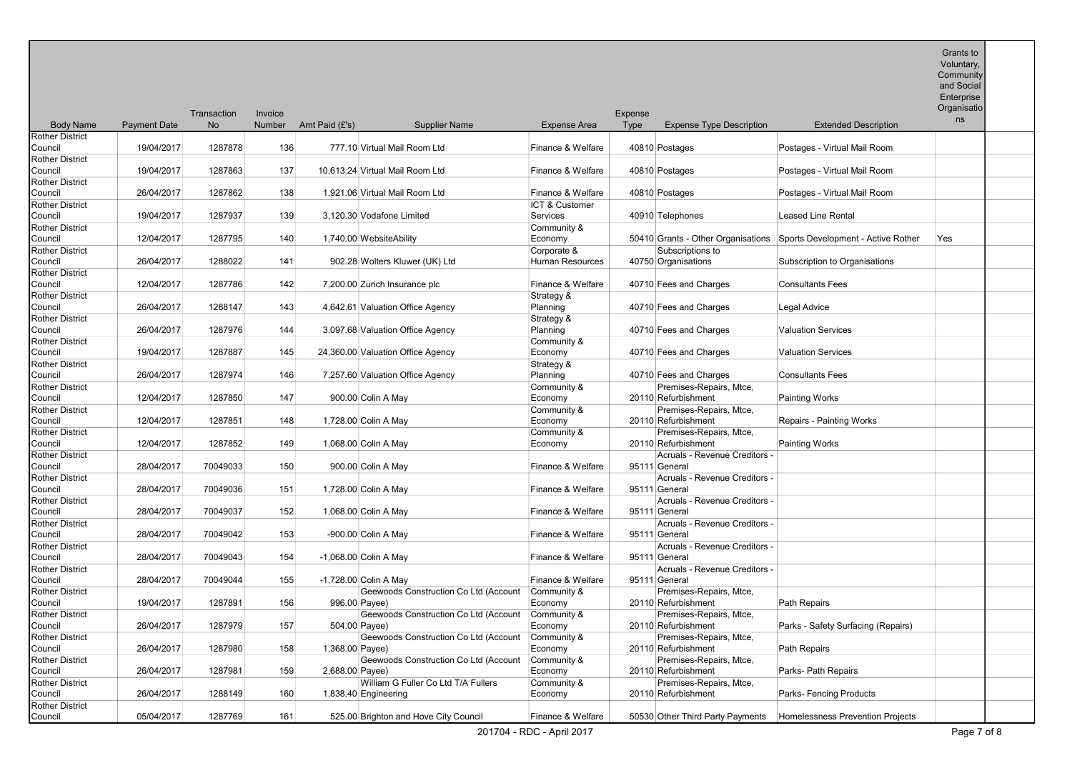| Body Name | Payment Date | Transaction No | Invoice Number | Amt Paid (£'s) | Supplier Name | Expense Area | Expense Type | Expense Type Description | Extended Description | Grants to Voluntary, Community and Social Enterprise Organisations |
|---|---|---|---|---|---|---|---|---|---|---|
| Rother District Council | 19/04/2017 | 1287878 | 136 | 777.10 | Virtual Mail Room Ltd | Finance & Welfare | 40810 | Postages | Postages - Virtual Mail Room | |
| Rother District Council | 19/04/2017 | 1287863 | 137 | 10,613.24 | Virtual Mail Room Ltd | Finance & Welfare | 40810 | Postages | Postages - Virtual Mail Room | |
| Rother District Council | 26/04/2017 | 1287862 | 138 | 1,921.06 | Virtual Mail Room Ltd | Finance & Welfare | 40810 | Postages | Postages - Virtual Mail Room | |
| Rother District Council | 19/04/2017 | 1287937 | 139 | 3,120.30 | Vodafone Limited | ICT & Customer Services | 40910 | Telephones | Leased Line Rental | |
| Rother District Council | 12/04/2017 | 1287795 | 140 | 1,740.00 | WebsiteAbility | Community & Economy | 50410 | Grants - Other Organisations | Sports Development - Active Rother | Yes |
| Rother District Council | 26/04/2017 | 1288022 | 141 | 902.28 | Wolters Kluwer (UK) Ltd | Corporate & Human Resources | 40750 | Subscriptions to Organisations | Subscription to Organisations | |
| Rother District Council | 12/04/2017 | 1287786 | 142 | 7,200.00 | Zurich Insurance plc | Finance & Welfare | 40710 | Fees and Charges | Consultants Fees | |
| Rother District Council | 26/04/2017 | 1288147 | 143 | 4,642.61 | Valuation Office Agency | Strategy & Planning | 40710 | Fees and Charges | Legal Advice | |
| Rother District Council | 26/04/2017 | 1287976 | 144 | 3,097.68 | Valuation Office Agency | Strategy & Planning | 40710 | Fees and Charges | Valuation Services | |
| Rother District Council | 19/04/2017 | 1287887 | 145 | 24,360.00 | Valuation Office Agency | Community & Economy | 40710 | Fees and Charges | Valuation Services | |
| Rother District Council | 26/04/2017 | 1287974 | 146 | 7,257.60 | Valuation Office Agency | Strategy & Planning | 40710 | Fees and Charges | Consultants Fees | |
| Rother District Council | 12/04/2017 | 1287850 | 147 | 900.00 | Colin A May | Community & Economy | 20110 | Premises-Repairs, Mtce, Refurbishment | Painting Works | |
| Rother District Council | 12/04/2017 | 1287851 | 148 | 1,728.00 | Colin A May | Community & Economy | 20110 | Premises-Repairs, Mtce, Refurbishment | Repairs - Painting Works | |
| Rother District Council | 12/04/2017 | 1287852 | 149 | 1,068.00 | Colin A May | Community & Economy | 20110 | Premises-Repairs, Mtce, Refurbishment | Painting Works | |
| Rother District Council | 28/04/2017 | 70049033 | 150 | 900.00 | Colin A May | Finance & Welfare | 95111 | Acruals - Revenue Creditors - General | | |
| Rother District Council | 28/04/2017 | 70049036 | 151 | 1,728.00 | Colin A May | Finance & Welfare | 95111 | Acruals - Revenue Creditors - General | | |
| Rother District Council | 28/04/2017 | 70049037 | 152 | 1,068.00 | Colin A May | Finance & Welfare | 95111 | Acruals - Revenue Creditors - General | | |
| Rother District Council | 28/04/2017 | 70049042 | 153 | -900.00 | Colin A May | Finance & Welfare | 95111 | Acruals - Revenue Creditors - General | | |
| Rother District Council | 28/04/2017 | 70049043 | 154 | -1,068.00 | Colin A May | Finance & Welfare | 95111 | Acruals - Revenue Creditors - General | | |
| Rother District Council | 28/04/2017 | 70049044 | 155 | -1,728.00 | Colin A May | Finance & Welfare | 95111 | Acruals - Revenue Creditors - General | | |
| Rother District Council | 19/04/2017 | 1287891 | 156 | 996.00 | Geewoods Construction Co Ltd (Account Payee) | Community & Economy | 20110 | Premises-Repairs, Mtce, Refurbishment | Path Repairs | |
| Rother District Council | 26/04/2017 | 1287979 | 157 | 504.00 | Geewoods Construction Co Ltd (Account Payee) | Community & Economy | 20110 | Premises-Repairs, Mtce, Refurbishment | Parks - Safety Surfacing (Repairs) | |
| Rother District Council | 26/04/2017 | 1287980 | 158 | 1,368.00 | Geewoods Construction Co Ltd (Account Payee) | Community & Economy | 20110 | Premises-Repairs, Mtce, Refurbishment | Path Repairs | |
| Rother District Council | 26/04/2017 | 1287981 | 159 | 2,688.00 | Geewoods Construction Co Ltd (Account Payee) | Community & Economy | 20110 | Premises-Repairs, Mtce, Refurbishment | Parks- Path Repairs | |
| Rother District Council | 26/04/2017 | 1288149 | 160 | 1,838.40 | William G Fuller Co Ltd T/A Fullers Engineering | Community & Economy | 20110 | Premises-Repairs, Mtce, Refurbishment | Parks- Fencing Products | |
| Rother District Council | 05/04/2017 | 1287769 | 161 | 525.00 | Brighton and Hove City Council | Finance & Welfare | 50530 | Other Third Party Payments | Homelessness Prevention Projects | |

201704 - RDC - April 2017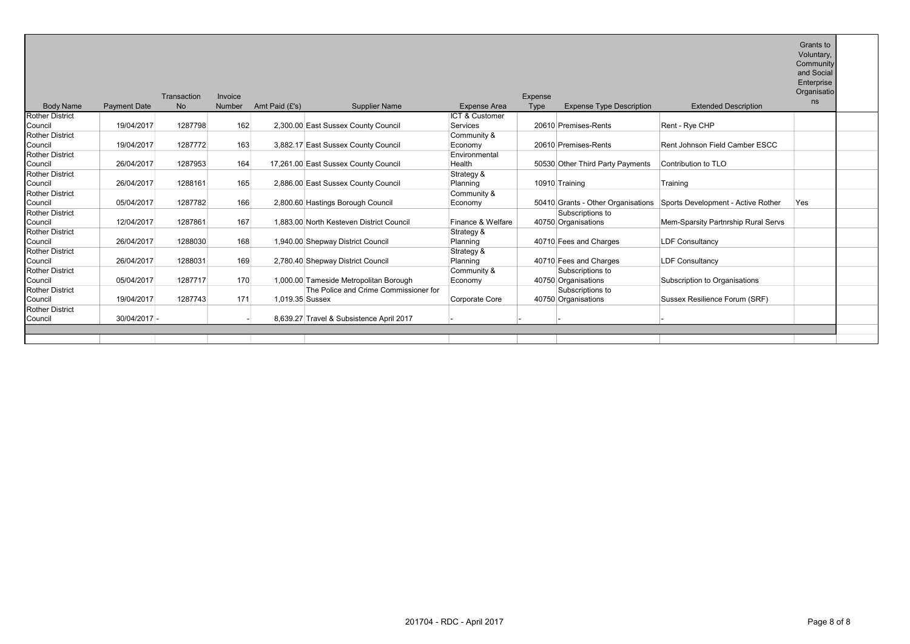| Body Name | Payment Date | Transaction No | Invoice Number | Amt Paid (£'s) | Supplier Name | Expense Area | Expense Type | Expense Type Description | Extended Description | Grants to Voluntary, Community and Social Enterprise Organisations |
|---|---|---|---|---|---|---|---|---|---|---|
| Rother District Council | 19/04/2017 | 1287798 | 162 | 2,300.00 | East Sussex County Council | ICT & Customer Services | 20610 | Premises-Rents | Rent - Rye CHP | |
| Rother District Council | 19/04/2017 | 1287772 | 163 | 3,882.17 | East Sussex County Council | Community & Economy | 20610 | Premises-Rents | Rent Johnson Field Camber ESCC | |
| Rother District Council | 26/04/2017 | 1287953 | 164 | 17,261.00 | East Sussex County Council | Environmental Health | 50530 | Other Third Party Payments | Contribution to TLO | |
| Rother District Council | 26/04/2017 | 1288161 | 165 | 2,886.00 | East Sussex County Council | Strategy & Planning | 10910 | Training | Training | |
| Rother District Council | 05/04/2017 | 1287782 | 166 | 2,800.60 | Hastings Borough Council | Community & Economy | 50410 | Grants - Other Organisations | Sports Development - Active Rother | Yes |
| Rother District Council | 12/04/2017 | 1287861 | 167 | 1,883.00 | North Kesteven District Council | Finance & Welfare | 40750 | Subscriptions to Organisations | Mem-Sparsity Partnrship Rural Servs | |
| Rother District Council | 26/04/2017 | 1288030 | 168 | 1,940.00 | Shepway District Council | Strategy & Planning | 40710 | Fees and Charges | LDF Consultancy | |
| Rother District Council | 26/04/2017 | 1288031 | 169 | 2,780.40 | Shepway District Council | Strategy & Planning | 40710 | Fees and Charges | LDF Consultancy | |
| Rother District Council | 05/04/2017 | 1287717 | 170 | 1,000.00 | Tameside Metropolitan Borough | Community & Economy | 40750 | Subscriptions to Organisations | Subscription to Organisations | |
| Rother District Council | 19/04/2017 | 1287743 | 171 | 1,019.35 | The Police and Crime Commissioner for Sussex | Corporate Core | 40750 | Subscriptions to Organisations | Sussex Resilience Forum (SRF) | |
| Rother District Council | 30/04/2017 | - | - | 8,639.27 | Travel & Subsistence April 2017 | - | - | - | - | |